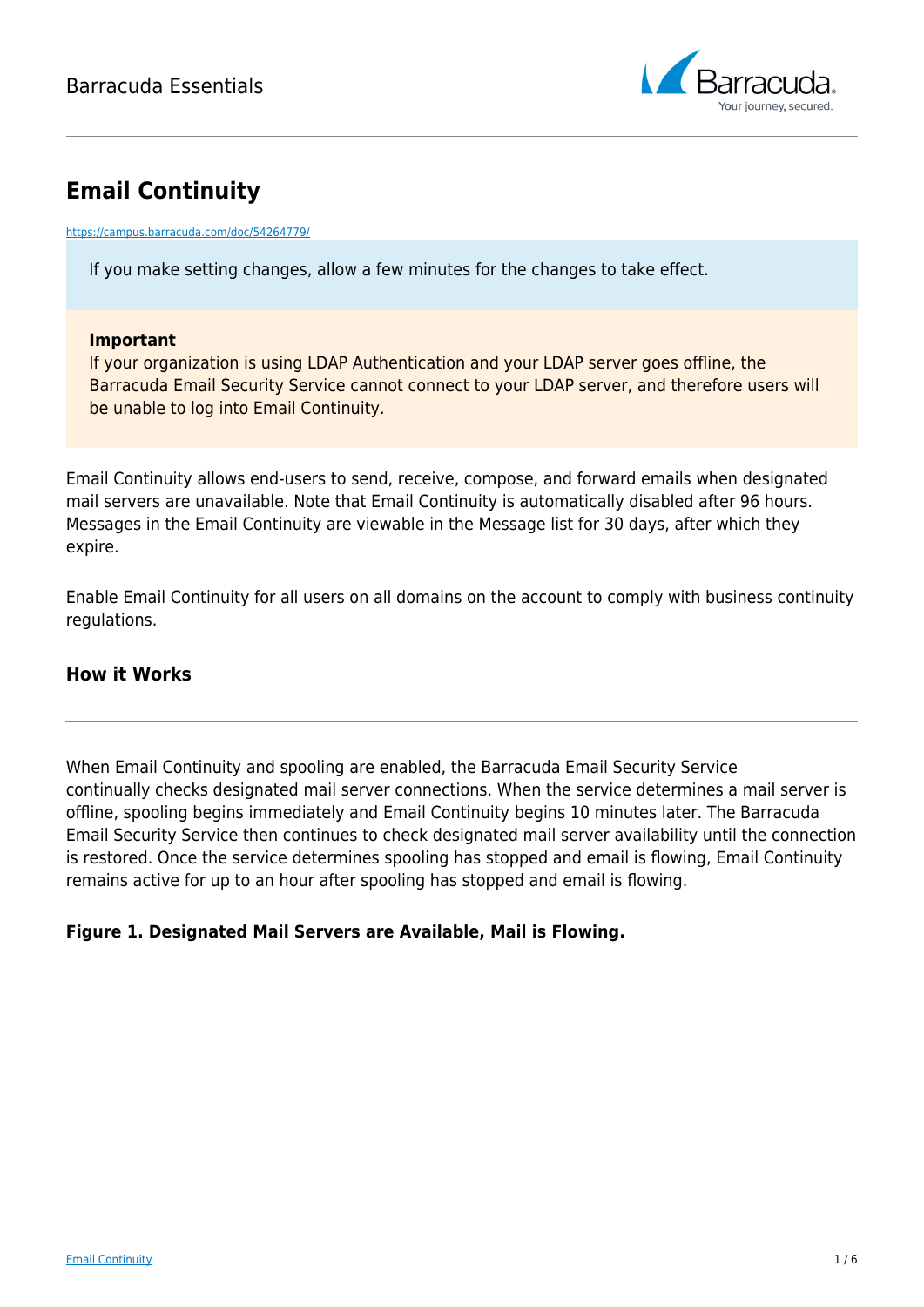# Email Continuity

https://campus.barracuda.com/doc/54264779/

If you make setting changes, allow a few minutes for the changes to take effect.

**Important**
If your organization is using LDAP Authentication and your LDAP server goes offline, the Barracuda Email Security Service cannot connect to your LDAP server, and therefore users will be unable to log into Email Continuity.

Email Continuity allows end-users to send, receive, compose, and forward emails when designated mail servers are unavailable. Note that Email Continuity is automatically disabled after 96 hours. Messages in the Email Continuity are viewable in the Message list for 30 days, after which they expire.

Enable Email Continuity for all users on all domains on the account to comply with business continuity regulations.

## How it Works

When Email Continuity and spooling are enabled, the Barracuda Email Security Service continually checks designated mail server connections. When the service determines a mail server is offline, spooling begins immediately and Email Continuity begins 10 minutes later. The Barracuda Email Security Service then continues to check designated mail server availability until the connection is restored. Once the service determines spooling has stopped and email is flowing, Email Continuity remains active for up to an hour after spooling has stopped and email is flowing.

**Figure 1. Designated Mail Servers are Available, Mail is Flowing.**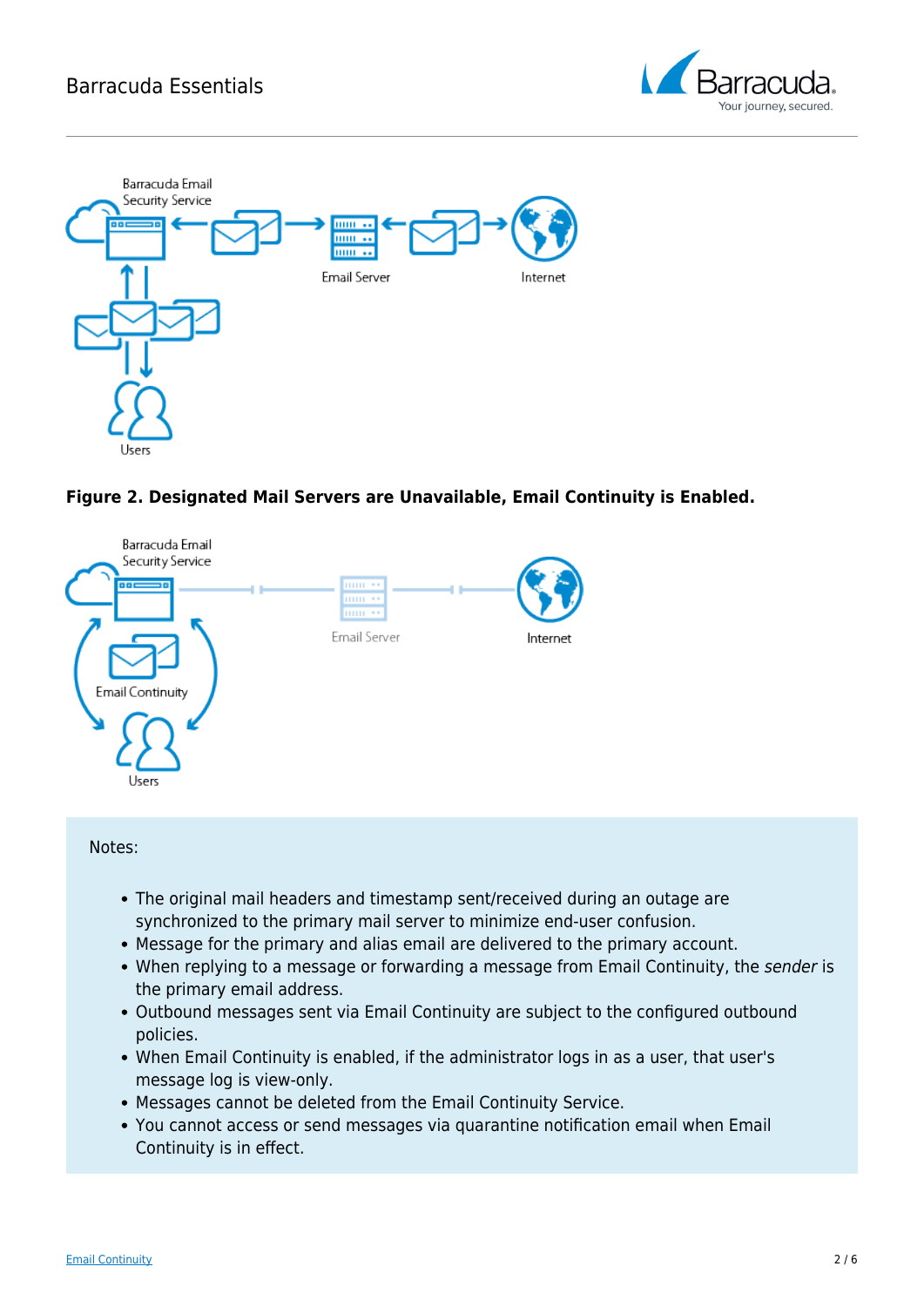**Figure 2. Designated Mail Servers are Unavailable, Email Continuity is Enabled.**

Notes:

- The original mail headers and timestamp sent/received during an outage are synchronized to the primary mail server to minimize end-user confusion.
- Message for the primary and alias email are delivered to the primary account.
- When replying to a message or forwarding a message from Email Continuity, the *sender* is the primary email address.
- Outbound messages sent via Email Continuity are subject to the configured outbound policies.
- When Email Continuity is enabled, if the administrator logs in as a user, that user's message log is view-only.
- Messages cannot be deleted from the Email Continuity Service.
- You cannot access or send messages via quarantine notification email when Email Continuity is in effect.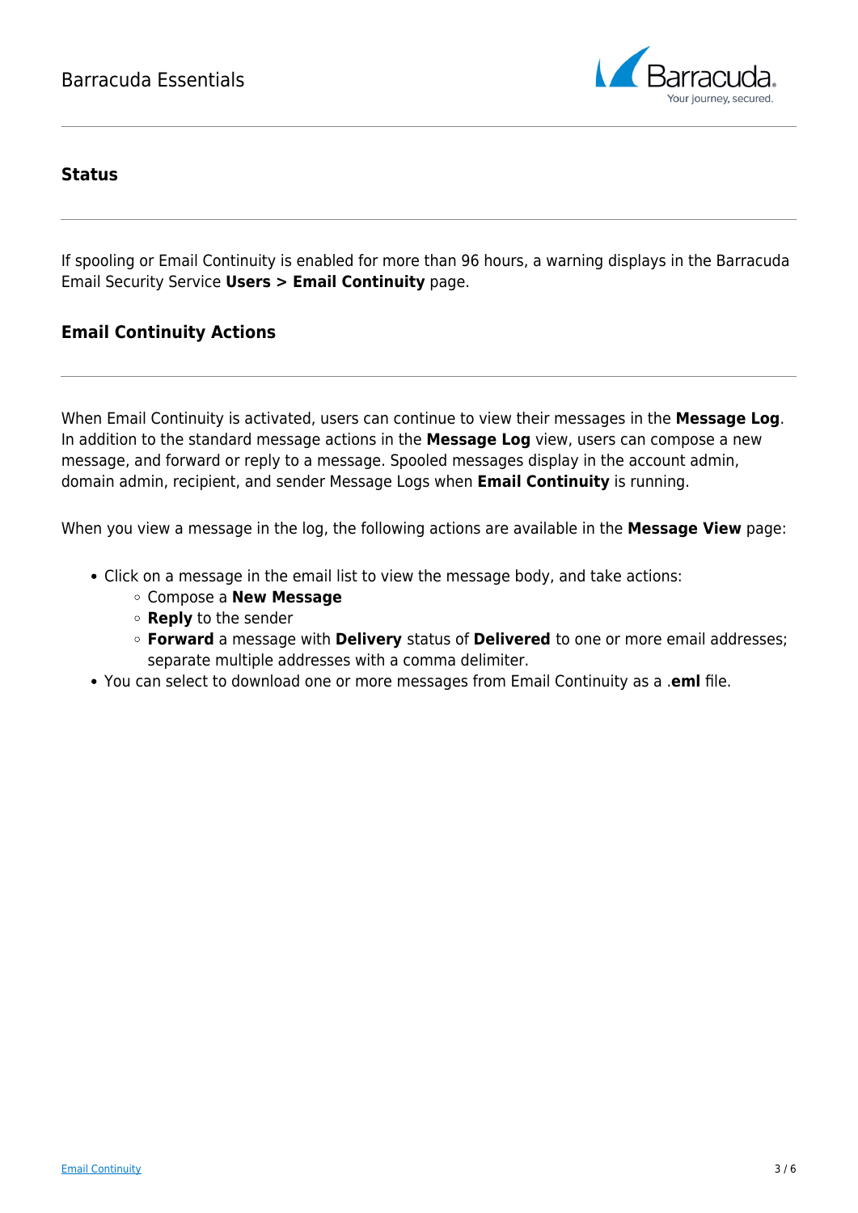## Status

If spooling or Email Continuity is enabled for more than 96 hours, a warning displays in the Barracuda Email Security Service **Users > Email Continuity** page.

## Email Continuity Actions

When Email Continuity is activated, users can continue to view their messages in the **Message Log**. In addition to the standard message actions in the **Message Log** view, users can compose a new message, and forward or reply to a message. Spooled messages display in the account admin, domain admin, recipient, and sender Message Logs when **Email Continuity** is running.

When you view a message in the log, the following actions are available in the **Message View** page:

- Click on a message in the email list to view the message body, and take actions:
  - Compose a **New Message**
  - **Reply** to the sender
  - **Forward** a message with **Delivery** status of **Delivered** to one or more email addresses; separate multiple addresses with a comma delimiter.
- You can select to download one or more messages from Email Continuity as a .**eml** file.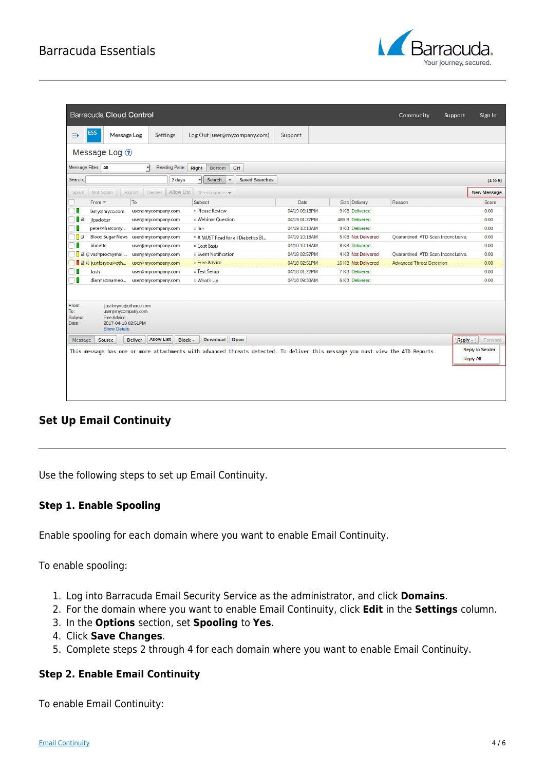## Set Up Email Continuity

Use the following steps to set up Email Continuity.

### Step 1. Enable Spooling

Enable spooling for each domain where you want to enable Email Continuity.

To enable spooling:

1. Log into Barracuda Email Security Service as the administrator, and click **Domains**.
2. For the domain where you want to enable Email Continuity, click **Edit** in the **Settings** column.
3. In the **Options** section, set **Spooling** to **Yes**.
4. Click **Save Changes**.
5. Complete steps 2 through 4 for each domain where you want to enable Email Continuity.

### Step 2. Enable Email Continuity

To enable Email Continuity: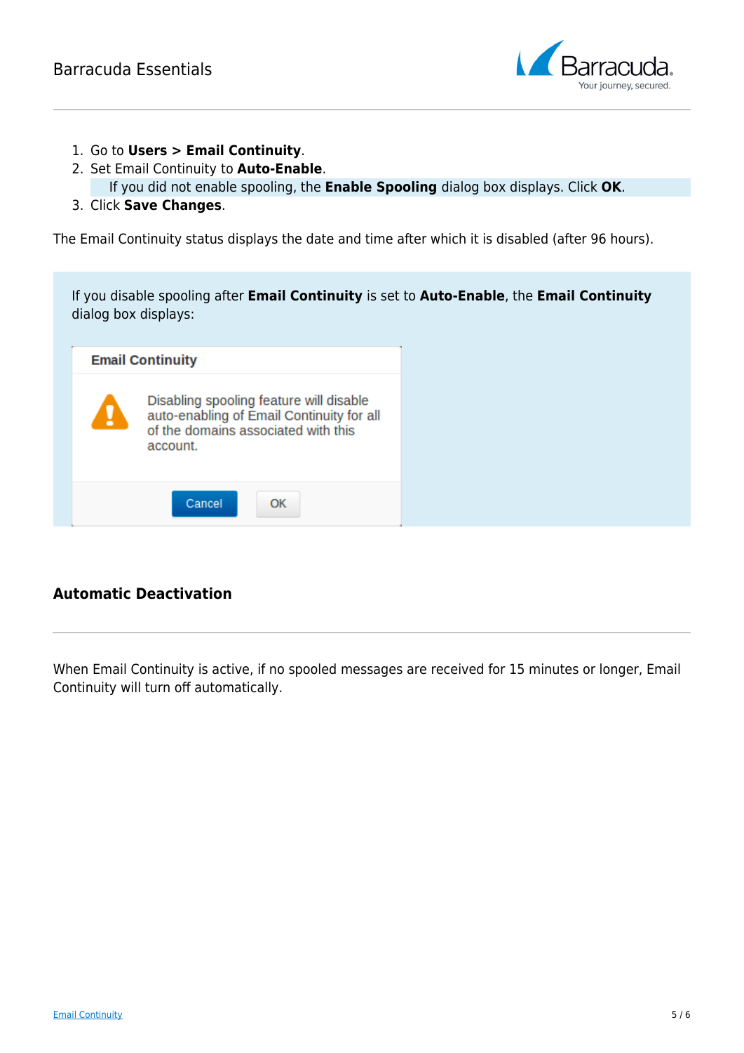1. Go to **Users > Email Continuity**.
2. Set Email Continuity to **Auto-Enable**.

   If you did not enable spooling, the **Enable Spooling** dialog box displays. Click **OK**.
3. Click **Save Changes**.

The Email Continuity status displays the date and time after which it is disabled (after 96 hours).

If you disable spooling after **Email Continuity** is set to **Auto-Enable**, the **Email Continuity** dialog box displays:

**Email Continuity**

Disabling spooling feature will disable auto-enabling of Email Continuity for all of the domains associated with this account.

Cancel | OK

## Automatic Deactivation

When Email Continuity is active, if no spooled messages are received for 15 minutes or longer, Email Continuity will turn off automatically.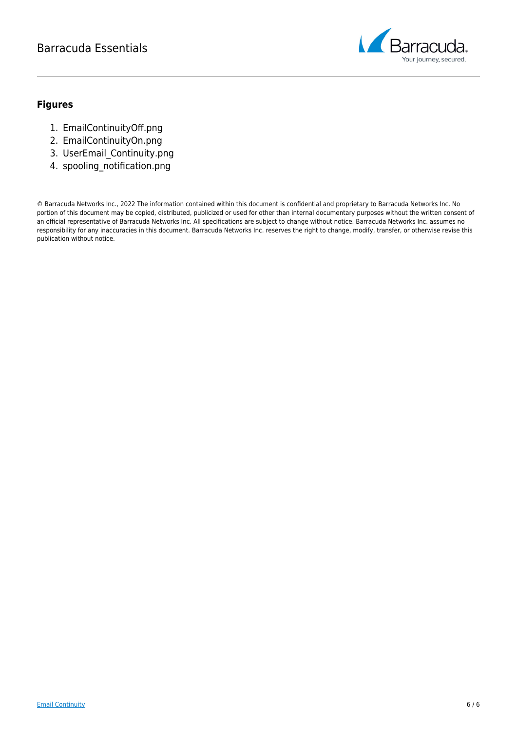## Figures

1. EmailContinuityOff.png
2. EmailContinuityOn.png
3. UserEmail_Continuity.png
4. spooling_notification.png

© Barracuda Networks Inc., 2022 The information contained within this document is confidential and proprietary to Barracuda Networks Inc. No portion of this document may be copied, distributed, publicized or used for other than internal documentary purposes without the written consent of an official representative of Barracuda Networks Inc. All specifications are subject to change without notice. Barracuda Networks Inc. assumes no responsibility for any inaccuracies in this document. Barracuda Networks Inc. reserves the right to change, modify, transfer, or otherwise revise this publication without notice.